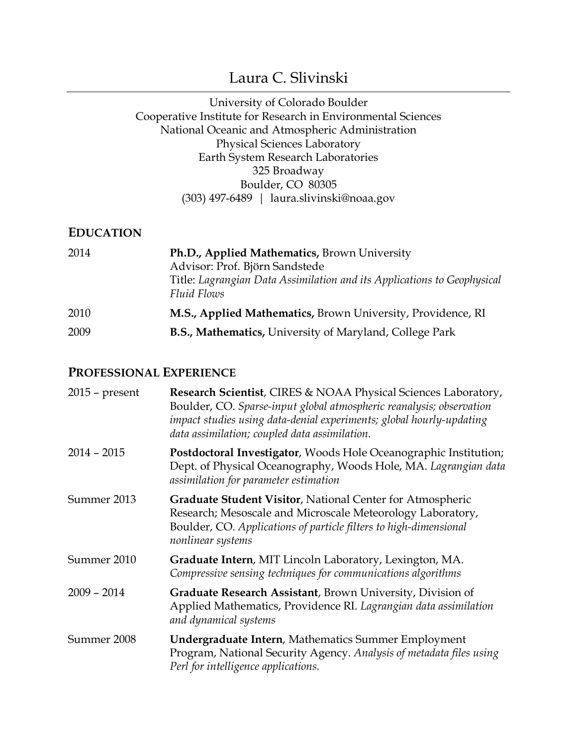# Laura C. Slivinski

University of Colorado Boulder
Cooperative Institute for Research in Environmental Sciences
National Oceanic and Atmospheric Administration
Physical Sciences Laboratory
Earth System Research Laboratories
325 Broadway
Boulder, CO 80305
(303) 497-6489 | laura.slivinski@noaa.gov

## EDUCATION

| | |
|---|---|
| 2014 | **Ph.D., Applied Mathematics,** Brown University<br>Advisor: Prof. Björn Sandstede<br>Title: *Lagrangian Data Assimilation and its Applications to Geophysical Fluid Flows* |
| 2010 | **M.S., Applied Mathematics,** Brown University, Providence, RI |
| 2009 | **B.S., Mathematics,** University of Maryland, College Park |

## PROFESSIONAL EXPERIENCE

| | |
|---|---|
| 2015 – present | **Research Scientist**, CIRES & NOAA Physical Sciences Laboratory, Boulder, CO. *Sparse-input global atmospheric reanalysis; observation impact studies using data-denial experiments; global hourly-updating data assimilation; coupled data assimilation.* |
| 2014 – 2015 | **Postdoctoral Investigator**, Woods Hole Oceanographic Institution; Dept. of Physical Oceanography, Woods Hole, MA. *Lagrangian data assimilation for parameter estimation* |
| Summer 2013 | **Graduate Student Visitor**, National Center for Atmospheric Research; Mesoscale and Microscale Meteorology Laboratory, Boulder, CO. *Applications of particle filters to high-dimensional nonlinear systems* |
| Summer 2010 | **Graduate Intern**, MIT Lincoln Laboratory, Lexington, MA. *Compressive sensing techniques for communications algorithms* |
| 2009 – 2014 | **Graduate Research Assistant**, Brown University, Division of Applied Mathematics, Providence RI. *Lagrangian data assimilation and dynamical systems* |
| Summer 2008 | **Undergraduate Intern**, Mathematics Summer Employment Program, National Security Agency. *Analysis of metadata files using Perl for intelligence applications.* |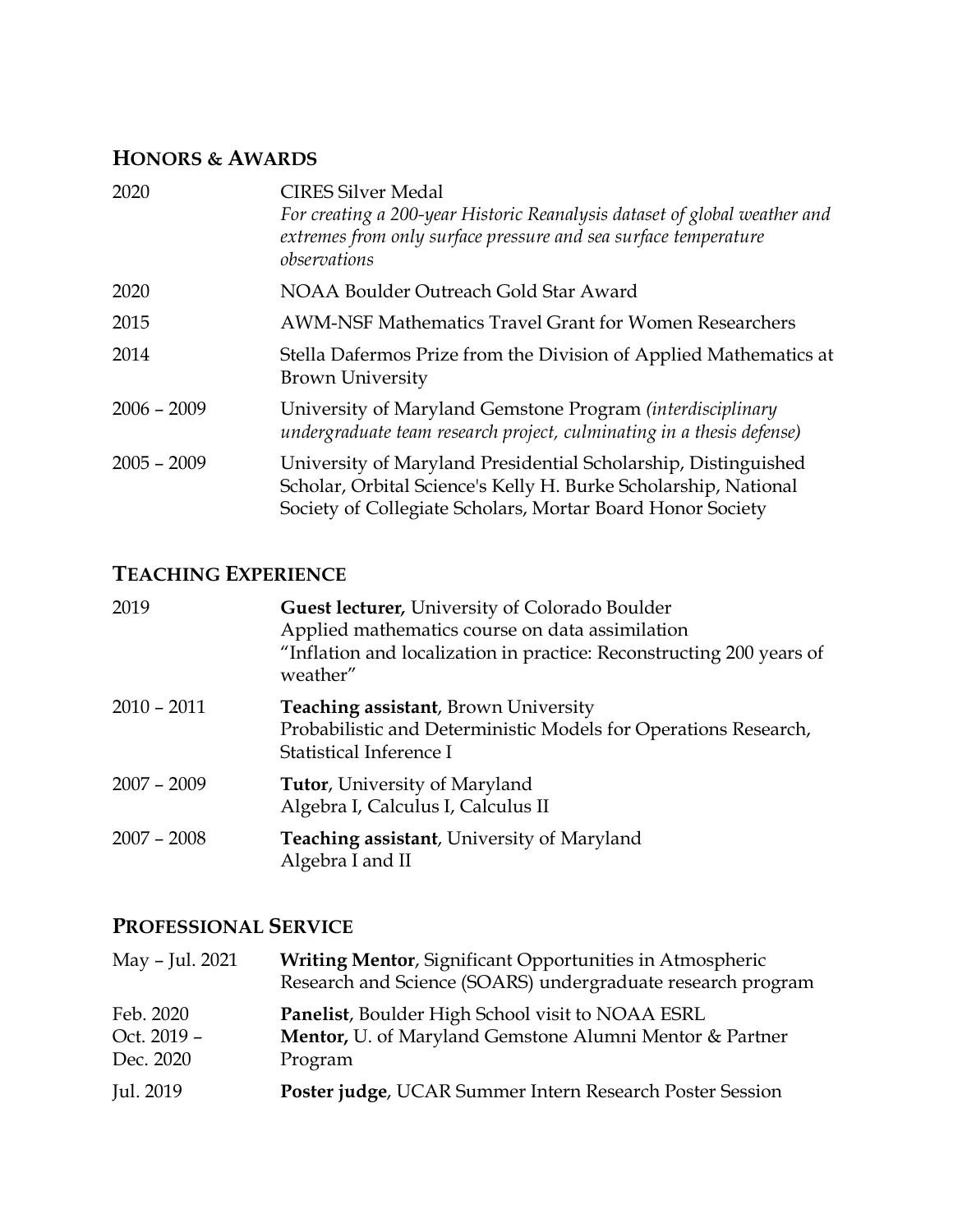## HONORS & AWARDS

| | |
|---|---|
| 2020 | CIRES Silver Medal<br>*For creating a 200-year Historic Reanalysis dataset of global weather and extremes from only surface pressure and sea surface temperature observations* |
| 2020 | NOAA Boulder Outreach Gold Star Award |
| 2015 | AWM-NSF Mathematics Travel Grant for Women Researchers |
| 2014 | Stella Dafermos Prize from the Division of Applied Mathematics at Brown University |
| 2006 – 2009 | University of Maryland Gemstone Program *(interdisciplinary undergraduate team research project, culminating in a thesis defense)* |
| 2005 – 2009 | University of Maryland Presidential Scholarship, Distinguished Scholar, Orbital Science's Kelly H. Burke Scholarship, National Society of Collegiate Scholars, Mortar Board Honor Society |

## TEACHING EXPERIENCE

| | |
|---|---|
| 2019 | **Guest lecturer,** University of Colorado Boulder<br>Applied mathematics course on data assimilation<br>"Inflation and localization in practice: Reconstructing 200 years of weather" |
| 2010 – 2011 | **Teaching assistant**, Brown University<br>Probabilistic and Deterministic Models for Operations Research, Statistical Inference I |
| 2007 – 2009 | **Tutor**, University of Maryland<br>Algebra I, Calculus I, Calculus II |
| 2007 – 2008 | **Teaching assistant**, University of Maryland<br>Algebra I and II |

## PROFESSIONAL SERVICE

| | |
|---|---|
| May – Jul. 2021 | **Writing Mentor**, Significant Opportunities in Atmospheric Research and Science (SOARS) undergraduate research program |
| Feb. 2020 | **Panelist**, Boulder High School visit to NOAA ESRL |
| Oct. 2019 – Dec. 2020 | **Mentor,** U. of Maryland Gemstone Alumni Mentor & Partner Program |
| Jul. 2019 | **Poster judge**, UCAR Summer Intern Research Poster Session |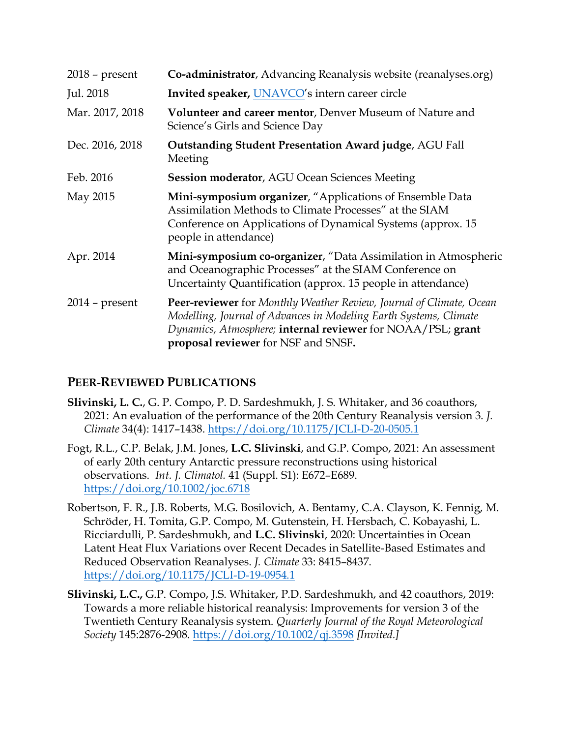| | |
|---|---|
| 2018 – present | **Co-administrator**, Advancing Reanalysis website (reanalyses.org) |
| Jul. 2018 | **Invited speaker,** UNAVCO's intern career circle |
| Mar. 2017, 2018 | **Volunteer and career mentor**, Denver Museum of Nature and Science's Girls and Science Day |
| Dec. 2016, 2018 | **Outstanding Student Presentation Award judge**, AGU Fall Meeting |
| Feb. 2016 | **Session moderator**, AGU Ocean Sciences Meeting |
| May 2015 | **Mini-symposium organizer**, "Applications of Ensemble Data Assimilation Methods to Climate Processes" at the SIAM Conference on Applications of Dynamical Systems (approx. 15 people in attendance) |
| Apr. 2014 | **Mini-symposium co-organizer**, "Data Assimilation in Atmospheric and Oceanographic Processes" at the SIAM Conference on Uncertainty Quantification (approx. 15 people in attendance) |
| 2014 – present | **Peer-reviewer** for *Monthly Weather Review, Journal of Climate, Ocean Modelling, Journal of Advances in Modeling Earth Systems, Climate Dynamics, Atmosphere;* **internal reviewer** for NOAA/PSL; **grant proposal reviewer** for NSF and SNSF**.** |

## PEER-REVIEWED PUBLICATIONS

**Slivinski, L. C.**, G. P. Compo, P. D. Sardeshmukh, J. S. Whitaker, and 36 coauthors, 2021: An evaluation of the performance of the 20th Century Reanalysis version 3. *J. Climate* 34(4): 1417–1438. https://doi.org/10.1175/JCLI-D-20-0505.1

Fogt, R.L., C.P. Belak, J.M. Jones, **L.C. Slivinski**, and G.P. Compo, 2021: An assessment of early 20th century Antarctic pressure reconstructions using historical observations. *Int. J. Climatol.* 41 (Suppl. S1): E672–E689. https://doi.org/10.1002/joc.6718

Robertson, F. R., J.B. Roberts, M.G. Bosilovich, A. Bentamy, C.A. Clayson, K. Fennig, M. Schröder, H. Tomita, G.P. Compo, M. Gutenstein, H. Hersbach, C. Kobayashi, L. Ricciardulli, P. Sardeshmukh, and **L.C. Slivinski**, 2020: Uncertainties in Ocean Latent Heat Flux Variations over Recent Decades in Satellite-Based Estimates and Reduced Observation Reanalyses. *J. Climate* 33: 8415–8437. https://doi.org/10.1175/JCLI-D-19-0954.1

**Slivinski, L.C.,** G.P. Compo, J.S. Whitaker, P.D. Sardeshmukh, and 42 coauthors, 2019: Towards a more reliable historical reanalysis: Improvements for version 3 of the Twentieth Century Reanalysis system. *Quarterly Journal of the Royal Meteorological Society* 145:2876-2908. https://doi.org/10.1002/qj.3598 *[Invited.]*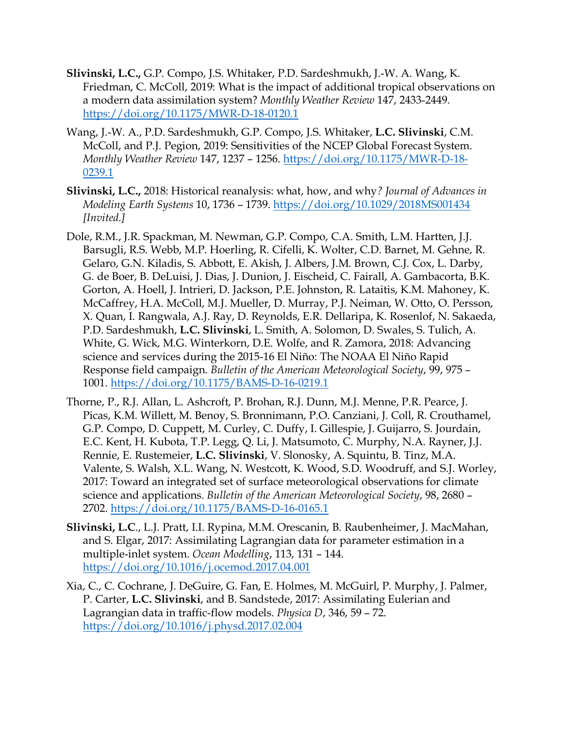**Slivinski, L.C.,** G.P. Compo, J.S. Whitaker, P.D. Sardeshmukh, J.-W. A. Wang, K. Friedman, C. McColl, 2019: What is the impact of additional tropical observations on a modern data assimilation system? *Monthly Weather Review* 147, 2433-2449. https://doi.org/10.1175/MWR-D-18-0120.1

Wang, J.-W. A., P.D. Sardeshmukh, G.P. Compo, J.S. Whitaker, **L.C. Slivinski**, C.M. McColl, and P.J. Pegion, 2019: Sensitivities of the NCEP Global Forecast System. *Monthly Weather Review* 147, 1237 – 1256. https://doi.org/10.1175/MWR-D-18-0239.1

**Slivinski, L.C.,** 2018: Historical reanalysis: what, how, and why*? Journal of Advances in Modeling Earth Systems* 10, 1736 – 1739. https://doi.org/10.1029/2018MS001434 *[Invited.]*

Dole, R.M., J.R. Spackman, M. Newman, G.P. Compo, C.A. Smith, L.M. Hartten, J.J. Barsugli, R.S. Webb, M.P. Hoerling, R. Cifelli, K. Wolter, C.D. Barnet, M. Gehne, R. Gelaro, G.N. Kiladis, S. Abbott, E. Akish, J. Albers, J.M. Brown, C.J. Cox, L. Darby, G. de Boer, B. DeLuisi, J. Dias, J. Dunion, J. Eischeid, C. Fairall, A. Gambacorta, B.K. Gorton, A. Hoell, J. Intrieri, D. Jackson, P.E. Johnston, R. Lataitis, K.M. Mahoney, K. McCaffrey, H.A. McColl, M.J. Mueller, D. Murray, P.J. Neiman, W. Otto, O. Persson, X. Quan, I. Rangwala, A.J. Ray, D. Reynolds, E.R. Dellaripa, K. Rosenlof, N. Sakaeda, P.D. Sardeshmukh, **L.C. Slivinski**, L. Smith, A. Solomon, D. Swales, S. Tulich, A. White, G. Wick, M.G. Winterkorn, D.E. Wolfe, and R. Zamora, 2018: Advancing science and services during the 2015-16 El Niño: The NOAA El Niño Rapid Response field campaign. *Bulletin of the American Meteorological Society*, 99, 975 – 1001. https://doi.org/10.1175/BAMS-D-16-0219.1

Thorne, P., R.J. Allan, L. Ashcroft, P. Brohan, R.J. Dunn, M.J. Menne, P.R. Pearce, J. Picas, K.M. Willett, M. Benoy, S. Bronnimann, P.O. Canziani, J. Coll, R. Crouthamel, G.P. Compo, D. Cuppett, M. Curley, C. Duffy, I. Gillespie, J. Guijarro, S. Jourdain, E.C. Kent, H. Kubota, T.P. Legg, Q. Li, J. Matsumoto, C. Murphy, N.A. Rayner, J.J. Rennie, E. Rustemeier, **L.C. Slivinski**, V. Slonosky, A. Squintu, B. Tinz, M.A. Valente, S. Walsh, X.L. Wang, N. Westcott, K. Wood, S.D. Woodruff, and S.J. Worley, 2017: Toward an integrated set of surface meteorological observations for climate science and applications. *Bulletin of the American Meteorological Society*, 98, 2680 – 2702. https://doi.org/10.1175/BAMS-D-16-0165.1

**Slivinski, L.C**., L.J. Pratt, I.I. Rypina, M.M. Orescanin, B. Raubenheimer, J. MacMahan, and S. Elgar, 2017: Assimilating Lagrangian data for parameter estimation in a multiple-inlet system. *Ocean Modelling*, 113, 131 – 144. https://doi.org/10.1016/j.ocemod.2017.04.001

Xia, C., C. Cochrane, J. DeGuire, G. Fan, E. Holmes, M. McGuirl, P. Murphy, J. Palmer, P. Carter, **L.C. Slivinski**, and B. Sandstede, 2017: Assimilating Eulerian and Lagrangian data in traffic-flow models. *Physica D*, 346, 59 – 72. https://doi.org/10.1016/j.physd.2017.02.004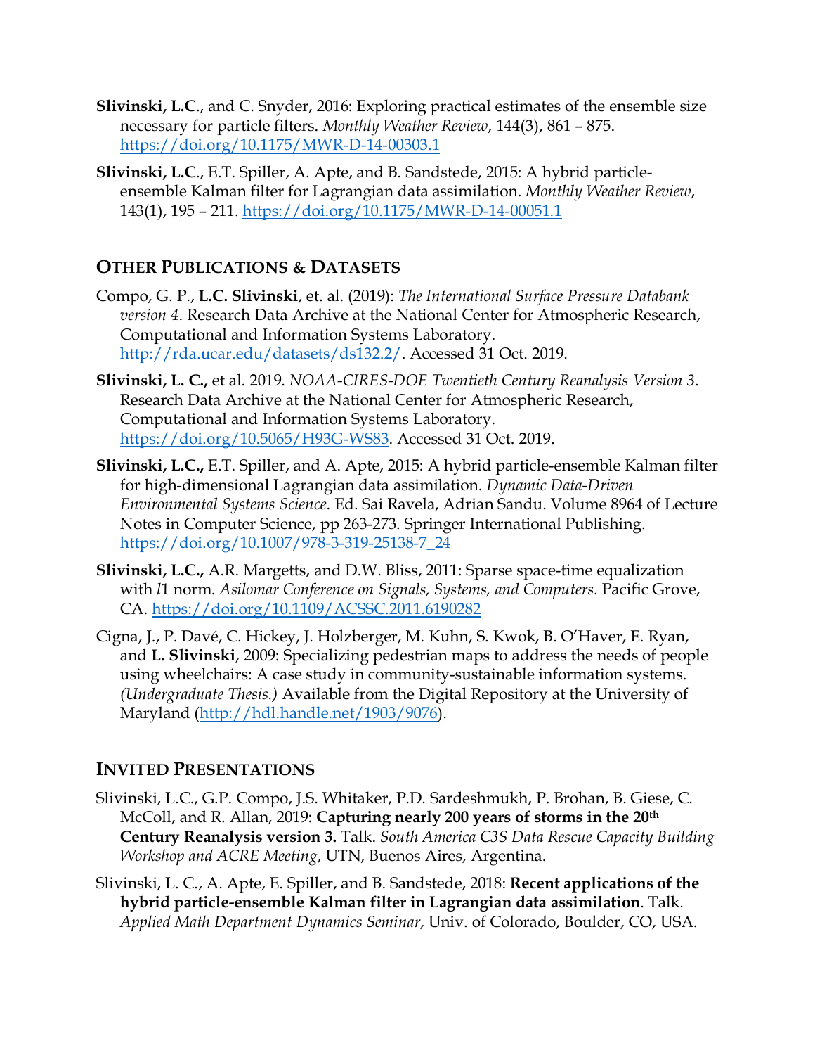**Slivinski, L.C**., and C. Snyder, 2016: Exploring practical estimates of the ensemble size necessary for particle filters. *Monthly Weather Review*, 144(3), 861 – 875. https://doi.org/10.1175/MWR-D-14-00303.1

**Slivinski, L.C**., E.T. Spiller, A. Apte, and B. Sandstede, 2015: A hybrid particle-ensemble Kalman filter for Lagrangian data assimilation. *Monthly Weather Review*, 143(1), 195 – 211. https://doi.org/10.1175/MWR-D-14-00051.1

## OTHER PUBLICATIONS & DATASETS

Compo, G. P., **L.C. Slivinski**, et. al. (2019): *The International Surface Pressure Databank version 4*. Research Data Archive at the National Center for Atmospheric Research, Computational and Information Systems Laboratory. http://rda.ucar.edu/datasets/ds132.2/. Accessed 31 Oct. 2019.

**Slivinski, L. C.,** et al. 2019. *NOAA-CIRES-DOE Twentieth Century Reanalysis Version 3*. Research Data Archive at the National Center for Atmospheric Research, Computational and Information Systems Laboratory. https://doi.org/10.5065/H93G-WS83. Accessed 31 Oct. 2019.

**Slivinski, L.C.,** E.T. Spiller, and A. Apte, 2015: A hybrid particle-ensemble Kalman filter for high-dimensional Lagrangian data assimilation. *Dynamic Data-Driven Environmental Systems Science*. Ed. Sai Ravela, Adrian Sandu. Volume 8964 of Lecture Notes in Computer Science, pp 263-273. Springer International Publishing. https://doi.org/10.1007/978-3-319-25138-7_24

**Slivinski, L.C.,** A.R. Margetts, and D.W. Bliss, 2011: Sparse space-time equalization with *l*1 norm. *Asilomar Conference on Signals, Systems, and Computers*. Pacific Grove, CA. https://doi.org/10.1109/ACSSC.2011.6190282

Cigna, J., P. Davé, C. Hickey, J. Holzberger, M. Kuhn, S. Kwok, B. O'Haver, E. Ryan, and **L. Slivinski**, 2009: Specializing pedestrian maps to address the needs of people using wheelchairs: A case study in community-sustainable information systems. *(Undergraduate Thesis.)* Available from the Digital Repository at the University of Maryland (http://hdl.handle.net/1903/9076).

## INVITED PRESENTATIONS

Slivinski, L.C., G.P. Compo, J.S. Whitaker, P.D. Sardeshmukh, P. Brohan, B. Giese, C. McColl, and R. Allan, 2019: **Capturing nearly 200 years of storms in the 20th Century Reanalysis version 3.** Talk. *South America C3S Data Rescue Capacity Building Workshop and ACRE Meeting*, UTN, Buenos Aires, Argentina.

Slivinski, L. C., A. Apte, E. Spiller, and B. Sandstede, 2018: **Recent applications of the hybrid particle-ensemble Kalman filter in Lagrangian data assimilation**. Talk. *Applied Math Department Dynamics Seminar*, Univ. of Colorado, Boulder, CO, USA.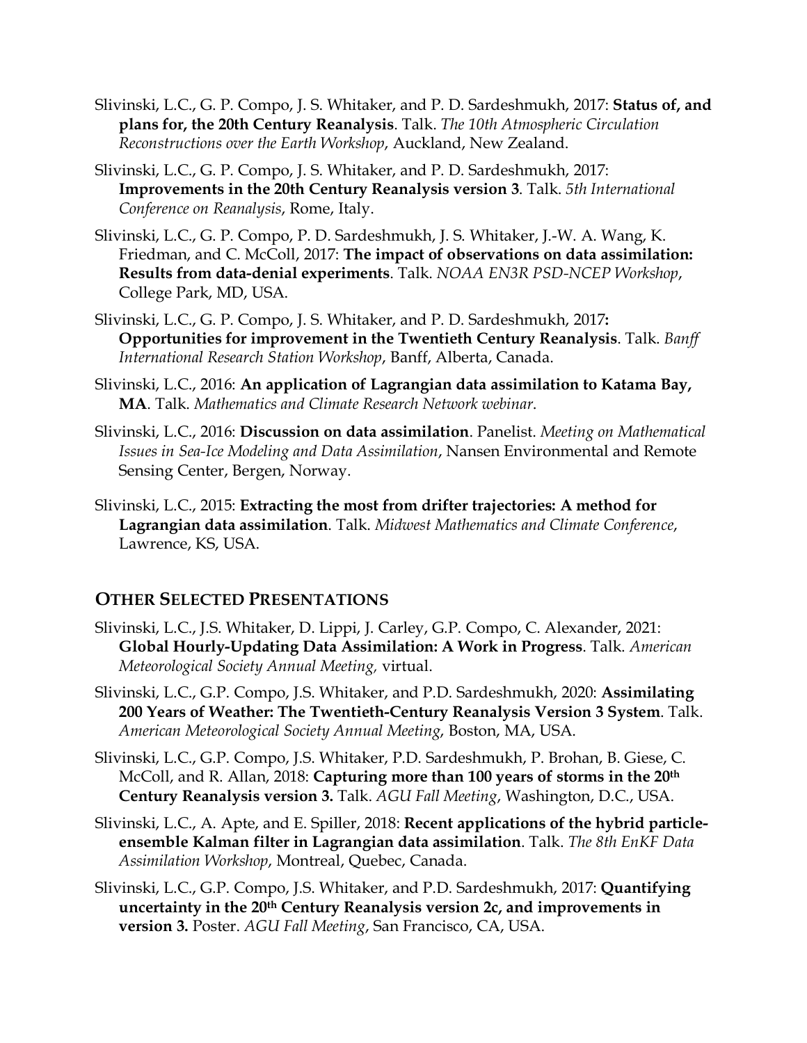Slivinski, L.C., G. P. Compo, J. S. Whitaker, and P. D. Sardeshmukh, 2017: **Status of, and plans for, the 20th Century Reanalysis**. Talk. *The 10th Atmospheric Circulation Reconstructions over the Earth Workshop*, Auckland, New Zealand.

Slivinski, L.C., G. P. Compo, J. S. Whitaker, and P. D. Sardeshmukh, 2017: **Improvements in the 20th Century Reanalysis version 3**. Talk. *5th International Conference on Reanalysis*, Rome, Italy.

Slivinski, L.C., G. P. Compo, P. D. Sardeshmukh, J. S. Whitaker, J.-W. A. Wang, K. Friedman, and C. McColl, 2017: **The impact of observations on data assimilation: Results from data-denial experiments**. Talk. *NOAA EN3R PSD-NCEP Workshop*, College Park, MD, USA.

Slivinski, L.C., G. P. Compo, J. S. Whitaker, and P. D. Sardeshmukh, 2017**: Opportunities for improvement in the Twentieth Century Reanalysis**. Talk. *Banff International Research Station Workshop*, Banff, Alberta, Canada.

Slivinski, L.C., 2016: **An application of Lagrangian data assimilation to Katama Bay, MA**. Talk. *Mathematics and Climate Research Network webinar*.

Slivinski, L.C., 2016: **Discussion on data assimilation**. Panelist. *Meeting on Mathematical Issues in Sea-Ice Modeling and Data Assimilation*, Nansen Environmental and Remote Sensing Center, Bergen, Norway.

Slivinski, L.C., 2015: **Extracting the most from drifter trajectories: A method for Lagrangian data assimilation**. Talk. *Midwest Mathematics and Climate Conference*, Lawrence, KS, USA.

## OTHER SELECTED PRESENTATIONS

Slivinski, L.C., J.S. Whitaker, D. Lippi, J. Carley, G.P. Compo, C. Alexander, 2021: **Global Hourly-Updating Data Assimilation: A Work in Progress**. Talk. *American Meteorological Society Annual Meeting,* virtual.

Slivinski, L.C., G.P. Compo, J.S. Whitaker, and P.D. Sardeshmukh, 2020: **Assimilating 200 Years of Weather: The Twentieth-Century Reanalysis Version 3 System**. Talk. *American Meteorological Society Annual Meeting*, Boston, MA, USA.

Slivinski, L.C., G.P. Compo, J.S. Whitaker, P.D. Sardeshmukh, P. Brohan, B. Giese, C. McColl, and R. Allan, 2018: **Capturing more than 100 years of storms in the 20th Century Reanalysis version 3.** Talk. *AGU Fall Meeting*, Washington, D.C., USA.

Slivinski, L.C., A. Apte, and E. Spiller, 2018: **Recent applications of the hybrid particle-ensemble Kalman filter in Lagrangian data assimilation**. Talk. *The 8th EnKF Data Assimilation Workshop*, Montreal, Quebec, Canada.

Slivinski, L.C., G.P. Compo, J.S. Whitaker, and P.D. Sardeshmukh, 2017: **Quantifying uncertainty in the 20th Century Reanalysis version 2c, and improvements in version 3.** Poster. *AGU Fall Meeting*, San Francisco, CA, USA.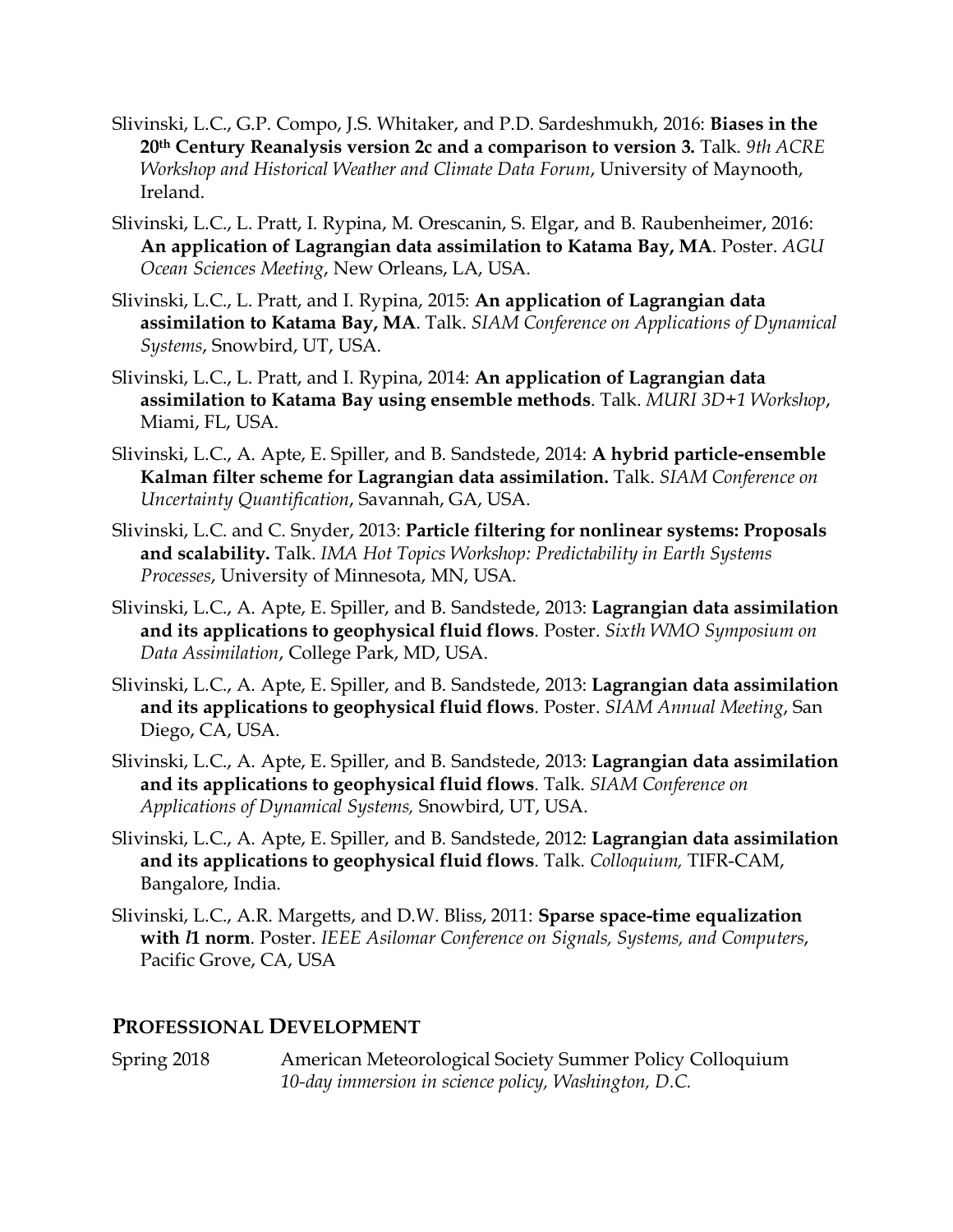Slivinski, L.C., G.P. Compo, J.S. Whitaker, and P.D. Sardeshmukh, 2016: **Biases in the 20th Century Reanalysis version 2c and a comparison to version 3.** Talk. *9th ACRE Workshop and Historical Weather and Climate Data Forum*, University of Maynooth, Ireland.

Slivinski, L.C., L. Pratt, I. Rypina, M. Orescanin, S. Elgar, and B. Raubenheimer, 2016: **An application of Lagrangian data assimilation to Katama Bay, MA**. Poster. *AGU Ocean Sciences Meeting*, New Orleans, LA, USA.

Slivinski, L.C., L. Pratt, and I. Rypina, 2015: **An application of Lagrangian data assimilation to Katama Bay, MA**. Talk. *SIAM Conference on Applications of Dynamical Systems*, Snowbird, UT, USA.

Slivinski, L.C., L. Pratt, and I. Rypina, 2014: **An application of Lagrangian data assimilation to Katama Bay using ensemble methods**. Talk. *MURI 3D+1 Workshop*, Miami, FL, USA.

Slivinski, L.C., A. Apte, E. Spiller, and B. Sandstede, 2014: **A hybrid particle-ensemble Kalman filter scheme for Lagrangian data assimilation.** Talk. *SIAM Conference on Uncertainty Quantification*, Savannah, GA, USA.

Slivinski, L.C. and C. Snyder, 2013: **Particle filtering for nonlinear systems: Proposals and scalability.** Talk. *IMA Hot Topics Workshop: Predictability in Earth Systems Processes*, University of Minnesota, MN, USA.

Slivinski, L.C., A. Apte, E. Spiller, and B. Sandstede, 2013: **Lagrangian data assimilation and its applications to geophysical fluid flows**. Poster. *Sixth WMO Symposium on Data Assimilation*, College Park, MD, USA.

Slivinski, L.C., A. Apte, E. Spiller, and B. Sandstede, 2013: **Lagrangian data assimilation and its applications to geophysical fluid flows**. Poster. *SIAM Annual Meeting*, San Diego, CA, USA.

Slivinski, L.C., A. Apte, E. Spiller, and B. Sandstede, 2013: **Lagrangian data assimilation and its applications to geophysical fluid flows**. Talk. *SIAM Conference on Applications of Dynamical Systems,* Snowbird, UT, USA.

Slivinski, L.C., A. Apte, E. Spiller, and B. Sandstede, 2012: **Lagrangian data assimilation and its applications to geophysical fluid flows**. Talk. *Colloquium,* TIFR-CAM, Bangalore, India.

Slivinski, L.C., A.R. Margetts, and D.W. Bliss, 2011: **Sparse space-time equalization with *l*1 norm**. Poster. *IEEE Asilomar Conference on Signals, Systems, and Computers*, Pacific Grove, CA, USA

## PROFESSIONAL DEVELOPMENT

Spring 2018 American Meteorological Society Summer Policy Colloquium
*10-day immersion in science policy, Washington, D.C.*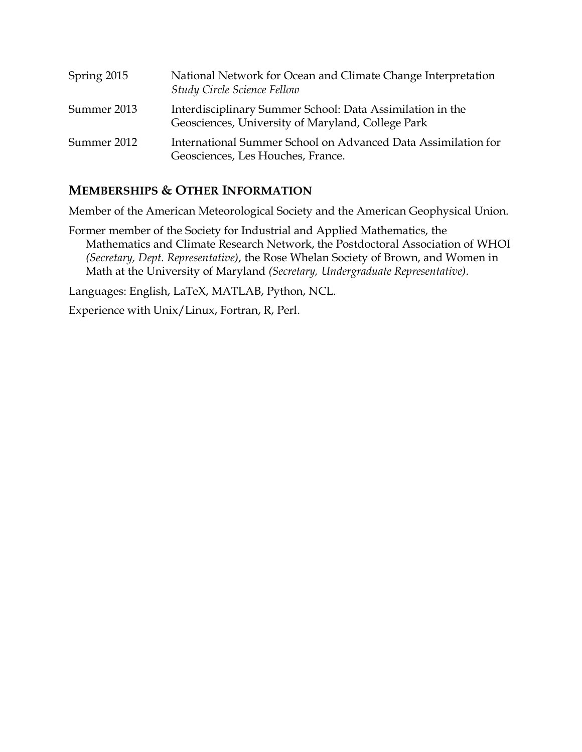| | |
|---|---|
| Spring 2015 | National Network for Ocean and Climate Change Interpretation<br>*Study Circle Science Fellow* |
| Summer 2013 | Interdisciplinary Summer School: Data Assimilation in the Geosciences, University of Maryland, College Park |
| Summer 2012 | International Summer School on Advanced Data Assimilation for Geosciences, Les Houches, France. |

## MEMBERSHIPS & OTHER INFORMATION

Member of the American Meteorological Society and the American Geophysical Union.

Former member of the Society for Industrial and Applied Mathematics, the Mathematics and Climate Research Network, the Postdoctoral Association of WHOI *(Secretary, Dept. Representative)*, the Rose Whelan Society of Brown, and Women in Math at the University of Maryland *(Secretary, Undergraduate Representative)*.

Languages: English, LaTeX, MATLAB, Python, NCL.

Experience with Unix/Linux, Fortran, R, Perl.